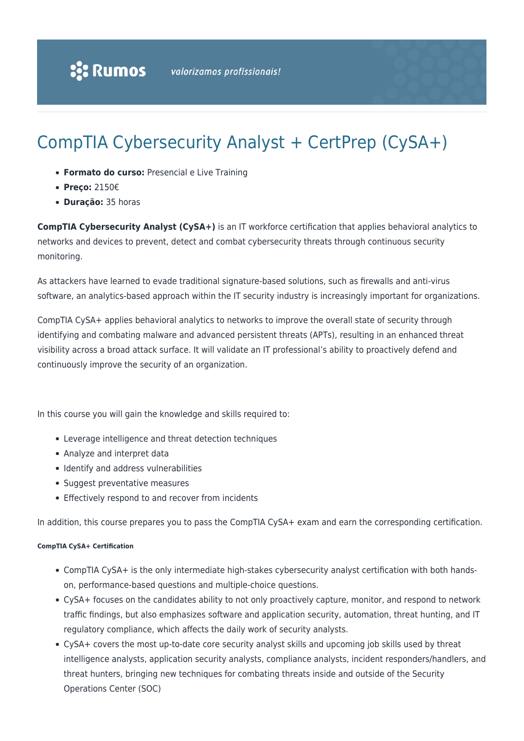# CompTIA Cybersecurity Analyst + CertPrep (CySA+)

- **Formato do curso:** Presencial e Live Training
- **Preço:** 2150€
- **Duração:** 35 horas

**CompTIA Cybersecurity Analyst (CySA+)** is an IT workforce certification that applies behavioral analytics to networks and devices to prevent, detect and combat cybersecurity threats through continuous security monitoring.

As attackers have learned to evade traditional signature-based solutions, such as firewalls and anti-virus software, an analytics-based approach within the IT security industry is increasingly important for organizations.

CompTIA CySA+ applies behavioral analytics to networks to improve the overall state of security through identifying and combating malware and advanced persistent threats (APTs), resulting in an enhanced threat visibility across a broad attack surface. It will validate an IT professional's ability to proactively defend and continuously improve the security of an organization.

In this course you will gain the knowledge and skills required to:

- Leverage intelligence and threat detection techniques
- Analyze and interpret data
- Identify and address vulnerabilities
- Suggest preventative measures
- Effectively respond to and recover from incidents

In addition, this course prepares you to pass the CompTIA CySA+ exam and earn the corresponding certification.

##### CompTIA CySA+ Certification

- CompTIA CySA+ is the only intermediate high-stakes cybersecurity analyst certification with both hands-on, performance-based questions and multiple-choice questions.
- CySA+ focuses on the candidates ability to not only proactively capture, monitor, and respond to network traffic findings, but also emphasizes software and application security, automation, threat hunting, and IT regulatory compliance, which affects the daily work of security analysts.
- CySA+ covers the most up-to-date core security analyst skills and upcoming job skills used by threat intelligence analysts, application security analysts, compliance analysts, incident responders/handlers, and threat hunters, bringing new techniques for combating threats inside and outside of the Security Operations Center (SOC)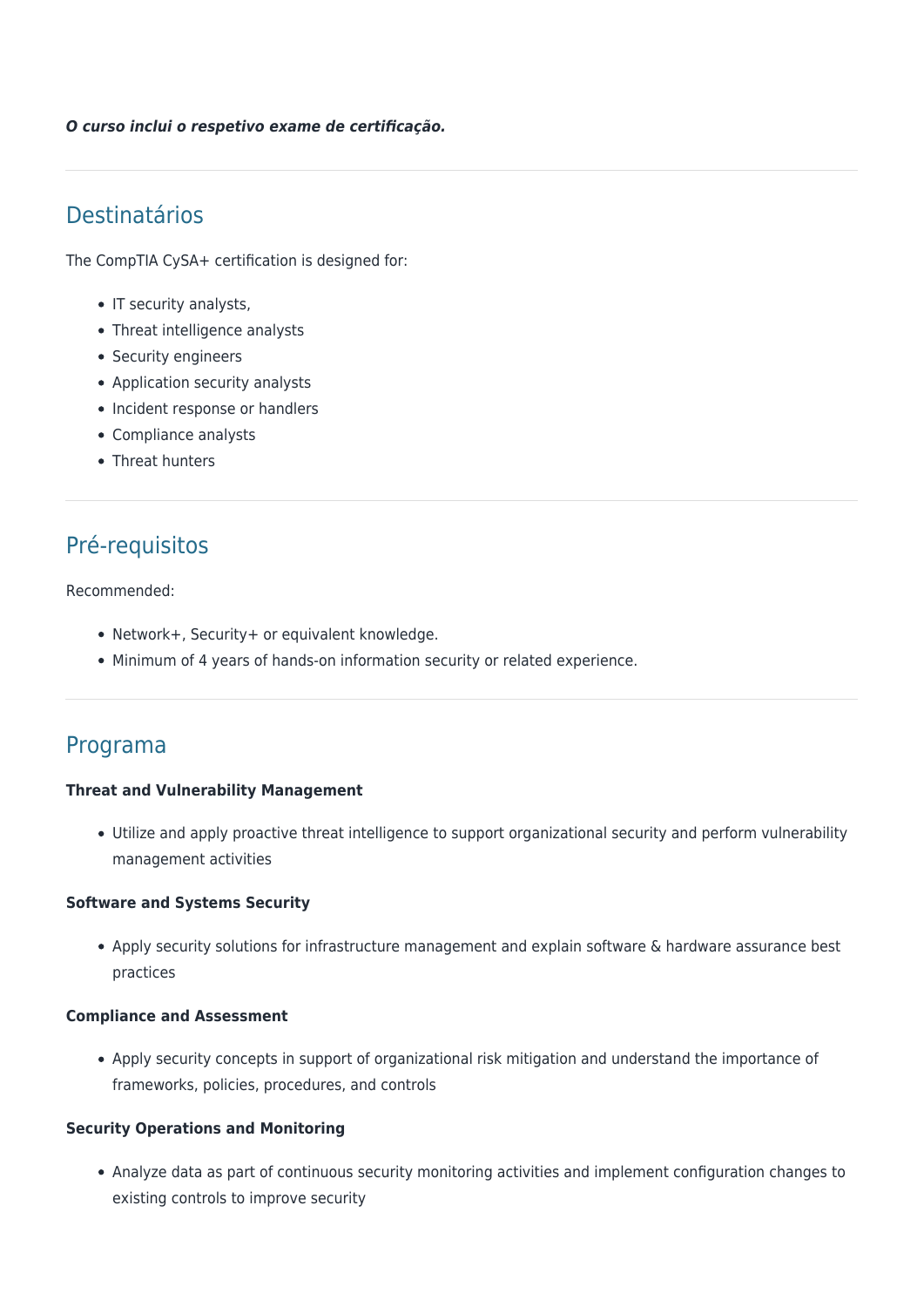***O curso inclui o respetivo exame de certificação.***

---

## Destinatários

The CompTIA CySA+ certification is designed for:

- IT security analysts,
- Threat intelligence analysts
- Security engineers
- Application security analysts
- Incident response or handlers
- Compliance analysts
- Threat hunters

---

## Pré-requisitos

Recommended:

- Network+, Security+ or equivalent knowledge.
- Minimum of 4 years of hands-on information security or related experience.

---

## Programa

**Threat and Vulnerability Management**

- Utilize and apply proactive threat intelligence to support organizational security and perform vulnerability management activities

**Software and Systems Security**

- Apply security solutions for infrastructure management and explain software & hardware assurance best practices

**Compliance and Assessment**

- Apply security concepts in support of organizational risk mitigation and understand the importance of frameworks, policies, procedures, and controls

**Security Operations and Monitoring**

- Analyze data as part of continuous security monitoring activities and implement configuration changes to existing controls to improve security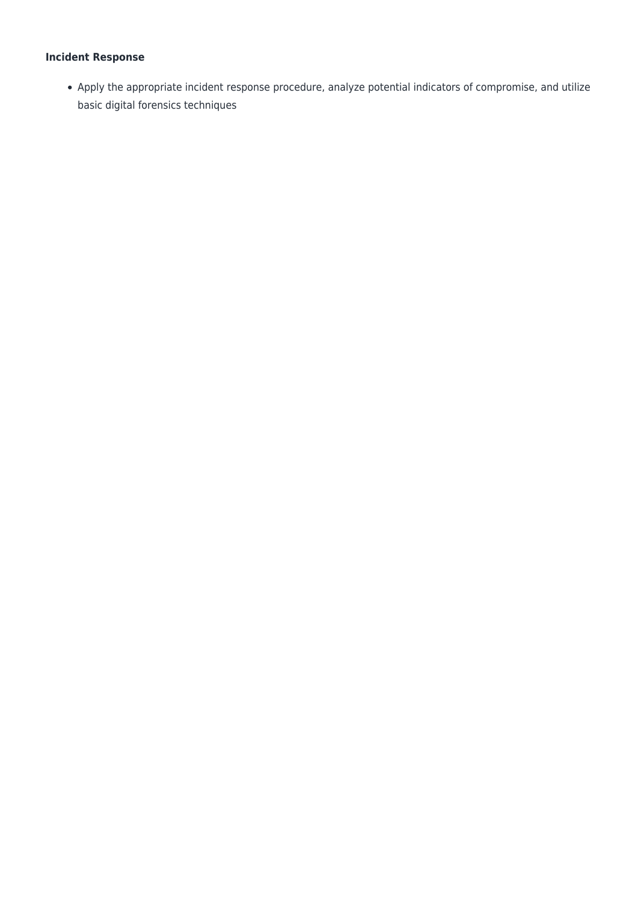**Incident Response**

- Apply the appropriate incident response procedure, analyze potential indicators of compromise, and utilize basic digital forensics techniques